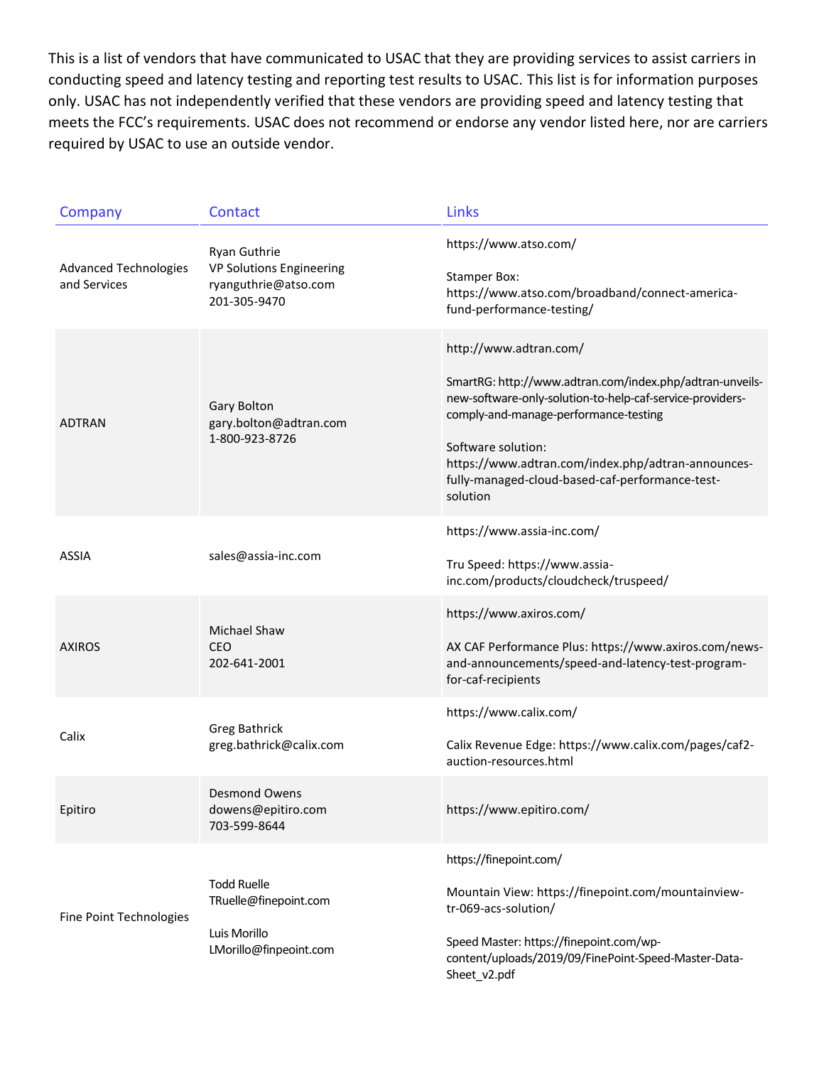This is a list of vendors that have communicated to USAC that they are providing services to assist carriers in conducting speed and latency testing and reporting test results to USAC. This list is for information purposes only. USAC has not independently verified that these vendors are providing speed and latency testing that meets the FCC's requirements. USAC does not recommend or endorse any vendor listed here, nor are carriers required by USAC to use an outside vendor.

| Company | Contact | Links |
|---|---|---|
| Advanced Technologies and Services | Ryan Guthrie<br>VP Solutions Engineering<br>ryanguthrie@atso.com<br>201-305-9470 | https://www.atso.com/<br><br>Stamper Box: https://www.atso.com/broadband/connect-america-fund-performance-testing/ |
| ADTRAN | Gary Bolton<br>gary.bolton@adtran.com<br>1-800-923-8726 | http://www.adtran.com/<br><br>SmartRG: http://www.adtran.com/index.php/adtran-unveils-new-software-only-solution-to-help-caf-service-providers-comply-and-manage-performance-testing<br><br>Software solution: https://www.adtran.com/index.php/adtran-announces-fully-managed-cloud-based-caf-performance-test-solution |
| ASSIA | sales@assia-inc.com | https://www.assia-inc.com/<br><br>Tru Speed: https://www.assia-inc.com/products/cloudcheck/truspeed/ |
| AXIROS | Michael Shaw<br>CEO<br>202-641-2001 | https://www.axiros.com/<br><br>AX CAF Performance Plus: https://www.axiros.com/news-and-announcements/speed-and-latency-test-program-for-caf-recipients |
| Calix | Greg Bathrick<br>greg.bathrick@calix.com | https://www.calix.com/<br><br>Calix Revenue Edge: https://www.calix.com/pages/caf2-auction-resources.html |
| Epitiro | Desmond Owens<br>dowens@epitiro.com<br>703-599-8644 | https://www.epitiro.com/ |
| Fine Point Technologies | Todd Ruelle<br>TRuelle@finepoint.com<br><br>Luis Morillo<br>LMorillo@finpeoint.com | https://finepoint.com/<br><br>Mountain View: https://finepoint.com/mountainview-tr-069-acs-solution/<br><br>Speed Master: https://finepoint.com/wp-content/uploads/2019/09/FinePoint-Speed-Master-Data-Sheet_v2.pdf |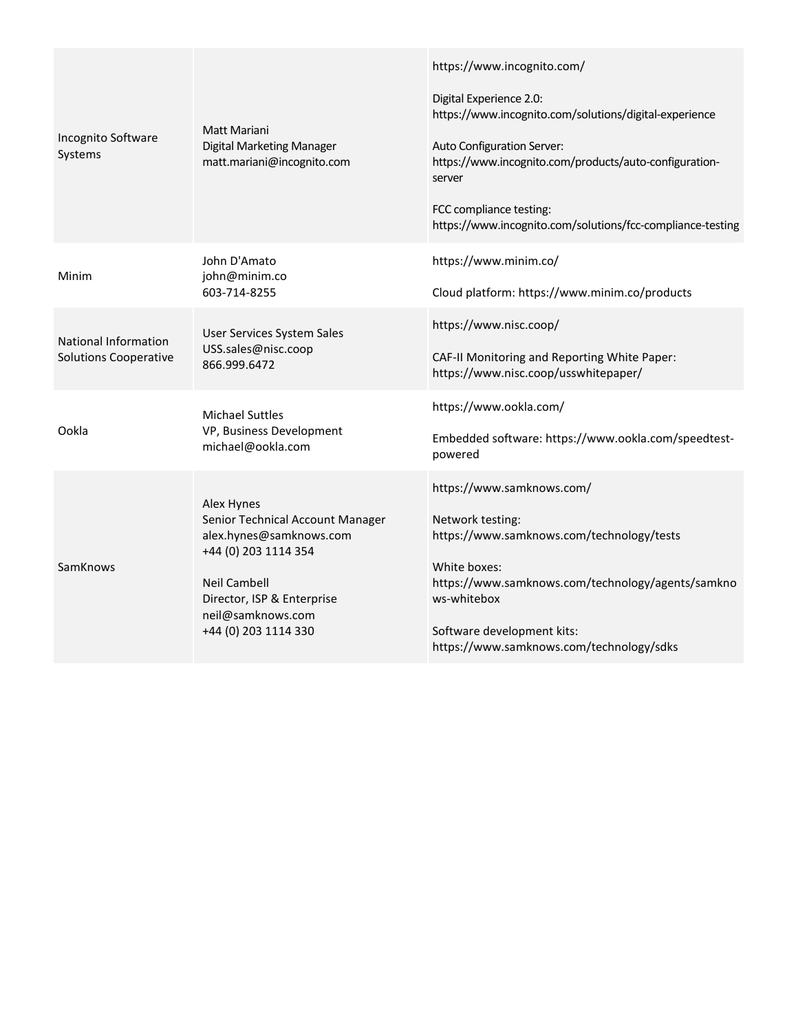| | | |
|---|---|---|
| Incognito Software Systems | Matt Mariani<br>Digital Marketing Manager<br>matt.mariani@incognito.com | https://www.incognito.com/<br><br>Digital Experience 2.0:<br>https://www.incognito.com/solutions/digital-experience<br><br>Auto Configuration Server:<br>https://www.incognito.com/products/auto-configuration-server<br><br>FCC compliance testing:<br>https://www.incognito.com/solutions/fcc-compliance-testing |
| Minim | John D'Amato<br>john@minim.co<br>603-714-8255 | https://www.minim.co/<br><br>Cloud platform: https://www.minim.co/products |
| National Information Solutions Cooperative | User Services System Sales<br>USS.sales@nisc.coop<br>866.999.6472 | https://www.nisc.coop/<br><br>CAF-II Monitoring and Reporting White Paper:<br>https://www.nisc.coop/usswhitepaper/ |
| Ookla | Michael Suttles<br>VP, Business Development<br>michael@ookla.com | https://www.ookla.com/<br><br>Embedded software: https://www.ookla.com/speedtest-powered |
| SamKnows | Alex Hynes<br>Senior Technical Account Manager<br>alex.hynes@samknows.com<br>+44 (0) 203 1114 354<br><br>Neil Cambell<br>Director, ISP & Enterprise<br>neil@samknows.com<br>+44 (0) 203 1114 330 | https://www.samknows.com/<br><br>Network testing:<br>https://www.samknows.com/technology/tests<br><br>White boxes:<br>https://www.samknows.com/technology/agents/samknows-whitebox<br><br>Software development kits:<br>https://www.samknows.com/technology/sdks |